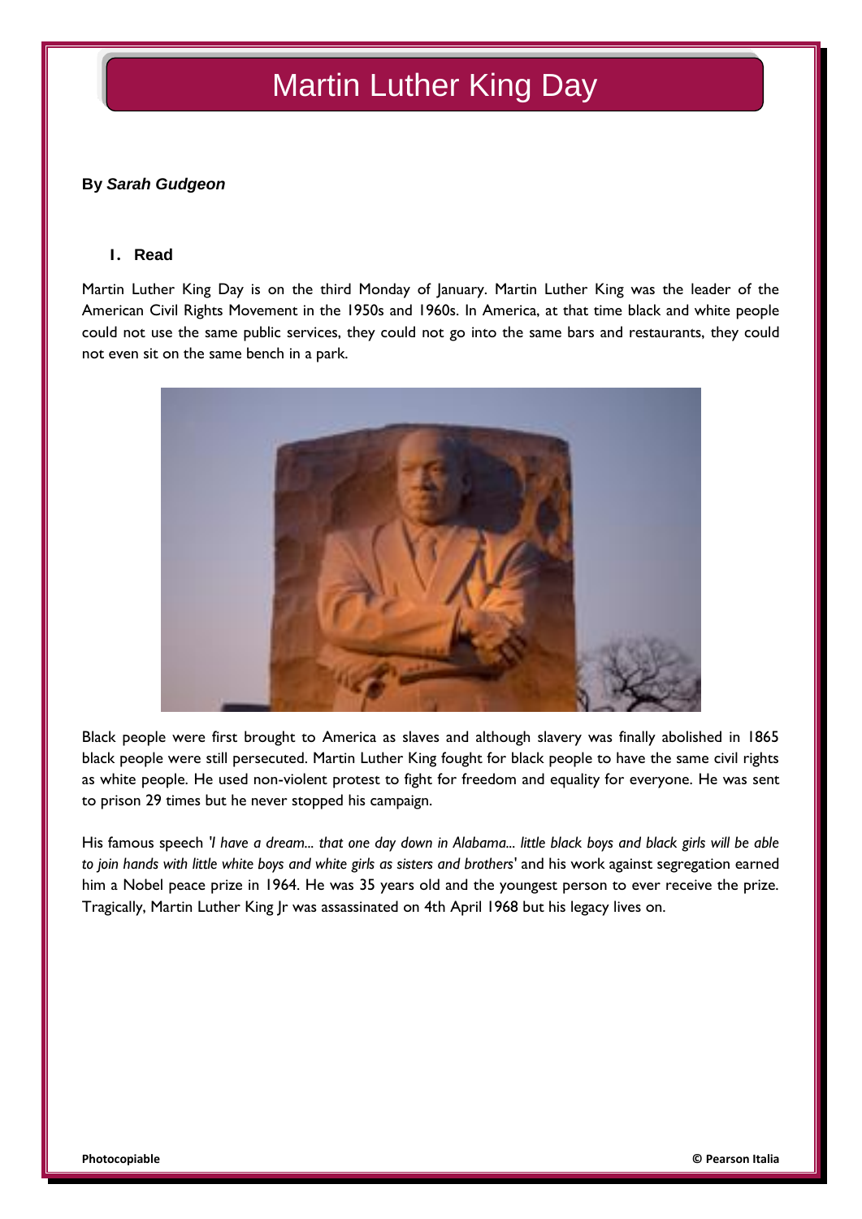# Martin Luther King Day

**By *Sarah Gudgeon***

### 1. Read

Martin Luther King Day is on the third Monday of January. Martin Luther King was the leader of the American Civil Rights Movement in the 1950s and 1960s. In America, at that time black and white people could not use the same public services, they could not go into the same bars and restaurants, they could not even sit on the same bench in a park.

Black people were first brought to America as slaves and although slavery was finally abolished in 1865 black people were still persecuted. Martin Luther King fought for black people to have the same civil rights as white people. He used non-violent protest to fight for freedom and equality for everyone. He was sent to prison 29 times but he never stopped his campaign.

His famous speech '*I have a dream... that one day down in Alabama... little black boys and black girls will be able to join hands with little white boys and white girls as sisters and brothers*' and his work against segregation earned him a Nobel peace prize in 1964. He was 35 years old and the youngest person to ever receive the prize. Tragically, Martin Luther King Jr was assassinated on 4th April 1968 but his legacy lives on.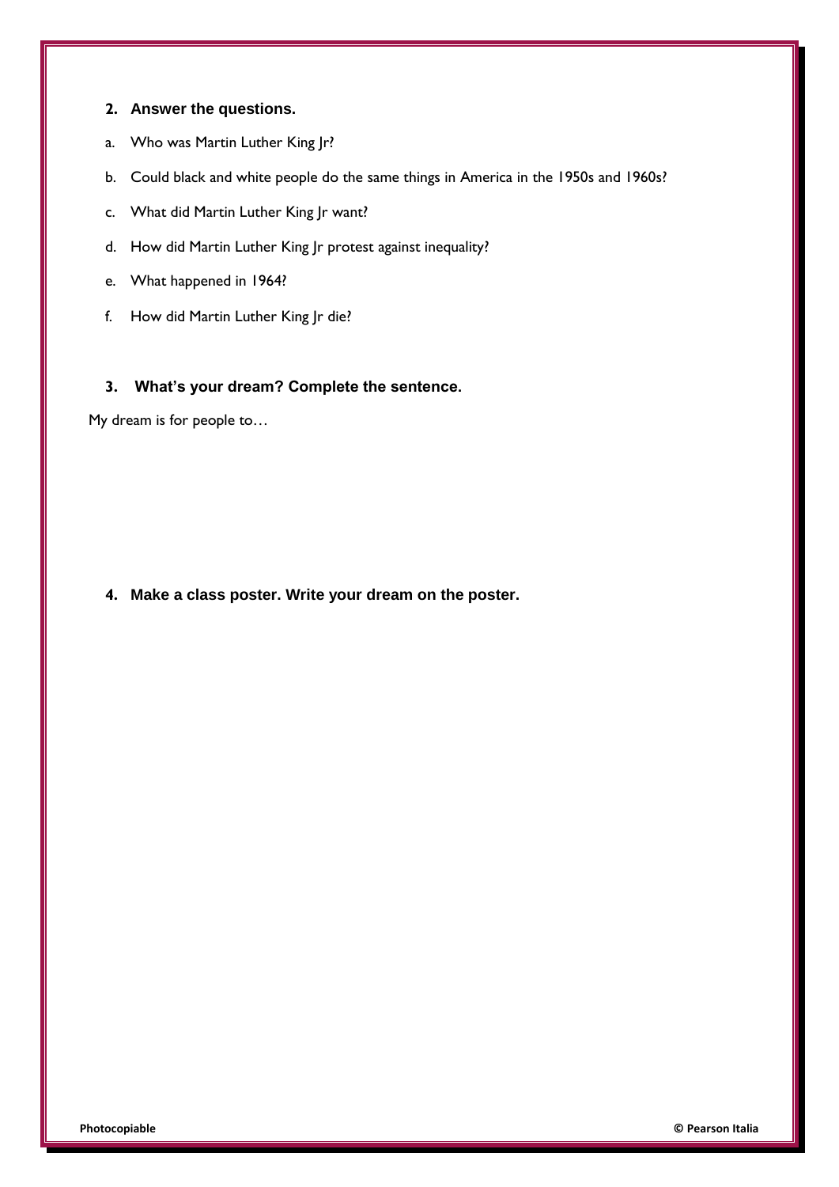**2. Answer the questions.**

a. Who was Martin Luther King Jr?

b. Could black and white people do the same things in America in the 1950s and 1960s?

c. What did Martin Luther King Jr want?

d. How did Martin Luther King Jr protest against inequality?

e. What happened in 1964?

f. How did Martin Luther King Jr die?

**3. What's your dream? Complete the sentence.**

My dream is for people to…

**4. Make a class poster. Write your dream on the poster.**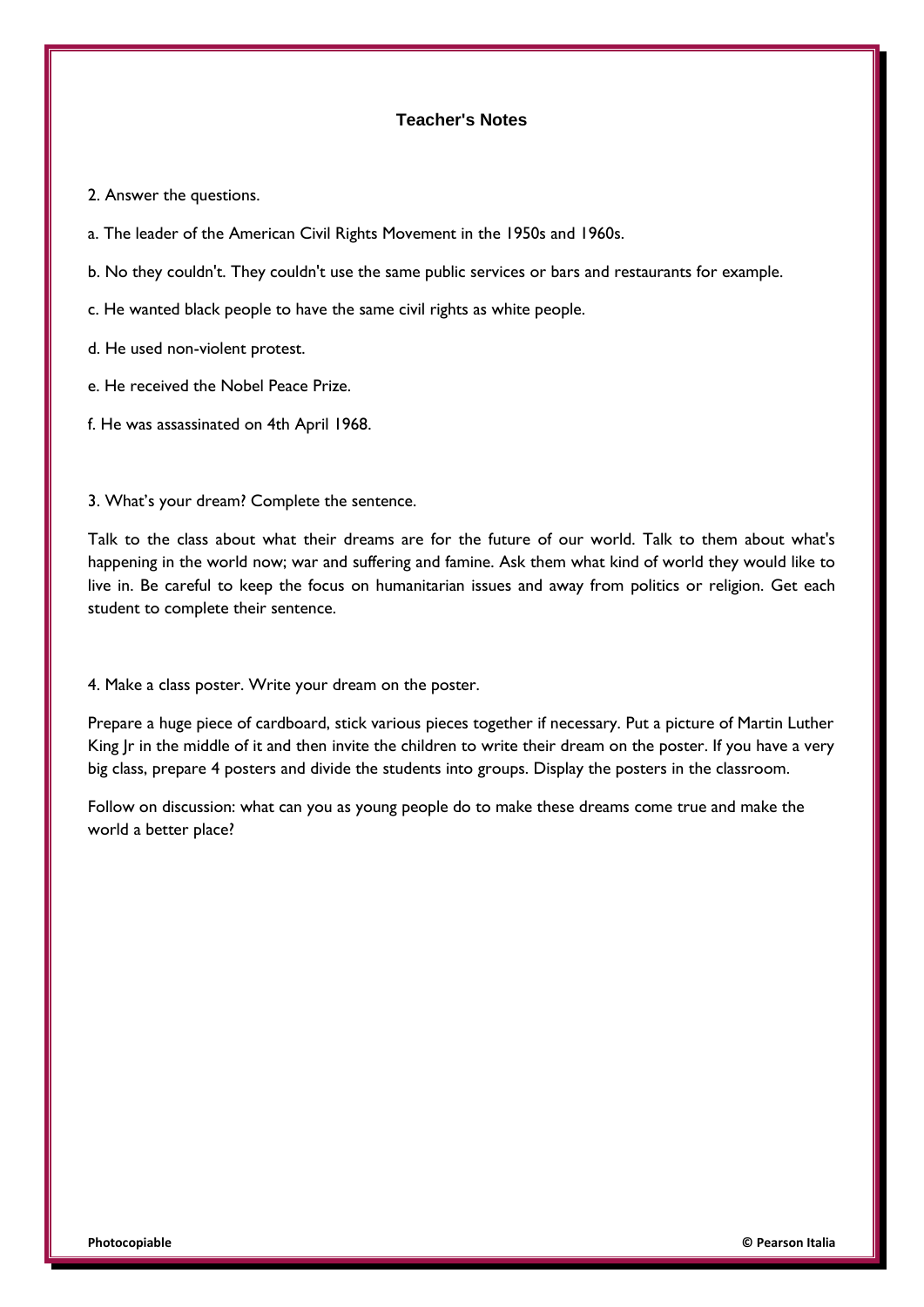## Teacher's Notes

2. Answer the questions.

a. The leader of the American Civil Rights Movement in the 1950s and 1960s.

b. No they couldn't. They couldn't use the same public services or bars and restaurants for example.

c. He wanted black people to have the same civil rights as white people.

d. He used non-violent protest.

e. He received the Nobel Peace Prize.

f. He was assassinated on 4th April 1968.

3. What's your dream? Complete the sentence.

Talk to the class about what their dreams are for the future of our world. Talk to them about what's happening in the world now; war and suffering and famine. Ask them what kind of world they would like to live in. Be careful to keep the focus on humanitarian issues and away from politics or religion. Get each student to complete their sentence.

4. Make a class poster. Write your dream on the poster.

Prepare a huge piece of cardboard, stick various pieces together if necessary. Put a picture of Martin Luther King Jr in the middle of it and then invite the children to write their dream on the poster. If you have a very big class, prepare 4 posters and divide the students into groups. Display the posters in the classroom.

Follow on discussion: what can you as young people do to make these dreams come true and make the world a better place?

**Photocopiable** **© Pearson Italia**